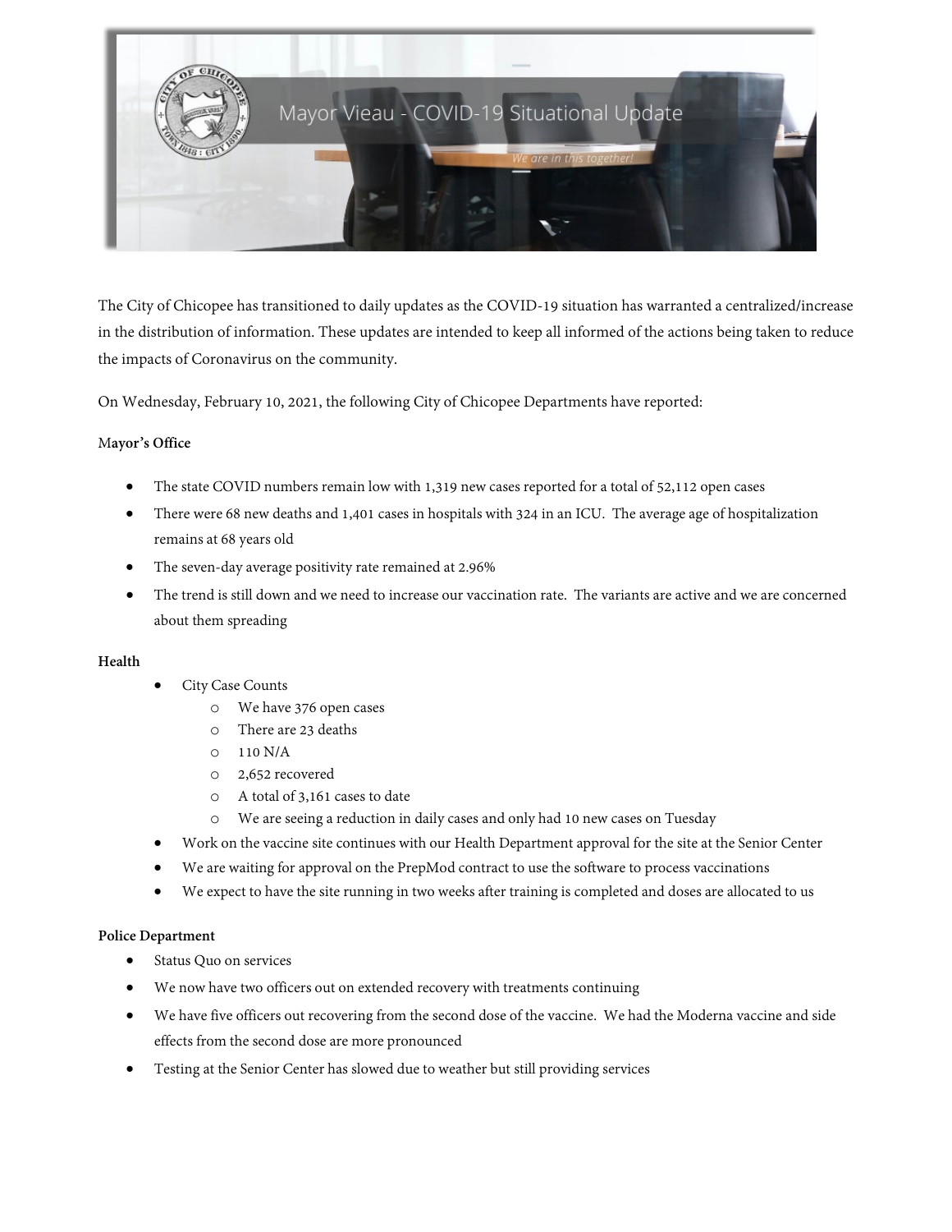Mayor Vieau - COVID-19 Situational Update

*We are in this together!*

The City of Chicopee has transitioned to daily updates as the COVID-19 situation has warranted a centralized/increase in the distribution of information. These updates are intended to keep all informed of the actions being taken to reduce the impacts of Coronavirus on the community.

On Wednesday, February 10, 2021, the following City of Chicopee Departments have reported:

**Mayor's Office**

- The state COVID numbers remain low with 1,319 new cases reported for a total of 52,112 open cases
- There were 68 new deaths and 1,401 cases in hospitals with 324 in an ICU. The average age of hospitalization remains at 68 years old
- The seven-day average positivity rate remained at 2.96%
- The trend is still down and we need to increase our vaccination rate. The variants are active and we are concerned about them spreading

**Health**

- City Case Counts
  - We have 376 open cases
  - There are 23 deaths
  - 110 N/A
  - 2,652 recovered
  - A total of 3,161 cases to date
  - We are seeing a reduction in daily cases and only had 10 new cases on Tuesday
- Work on the vaccine site continues with our Health Department approval for the site at the Senior Center
- We are waiting for approval on the PrepMod contract to use the software to process vaccinations
- We expect to have the site running in two weeks after training is completed and doses are allocated to us

**Police Department**

- Status Quo on services
- We now have two officers out on extended recovery with treatments continuing
- We have five officers out recovering from the second dose of the vaccine. We had the Moderna vaccine and side effects from the second dose are more pronounced
- Testing at the Senior Center has slowed due to weather but still providing services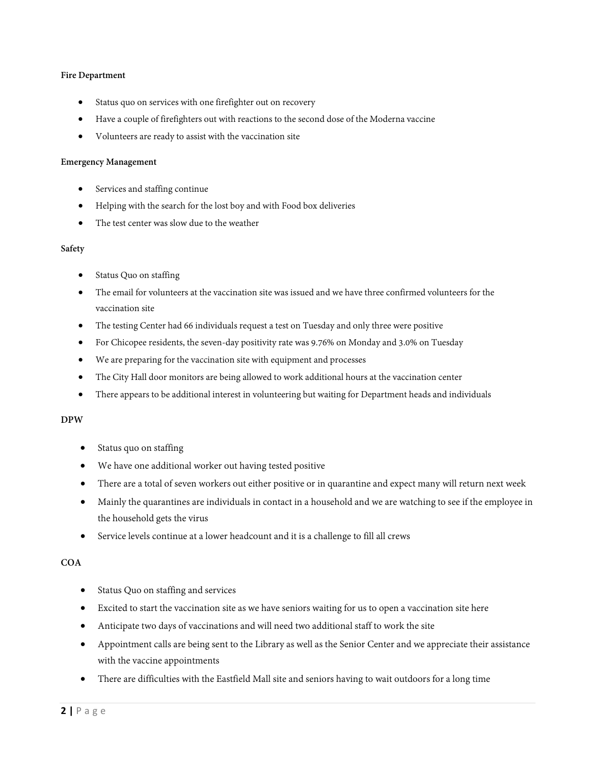**Fire Department**

- Status quo on services with one firefighter out on recovery
- Have a couple of firefighters out with reactions to the second dose of the Moderna vaccine
- Volunteers are ready to assist with the vaccination site

**Emergency Management**

- Services and staffing continue
- Helping with the search for the lost boy and with Food box deliveries
- The test center was slow due to the weather

**Safety**

- Status Quo on staffing
- The email for volunteers at the vaccination site was issued and we have three confirmed volunteers for the vaccination site
- The testing Center had 66 individuals request a test on Tuesday and only three were positive
- For Chicopee residents, the seven-day positivity rate was 9.76% on Monday and 3.0% on Tuesday
- We are preparing for the vaccination site with equipment and processes
- The City Hall door monitors are being allowed to work additional hours at the vaccination center
- There appears to be additional interest in volunteering but waiting for Department heads and individuals

**DPW**

- Status quo on staffing
- We have one additional worker out having tested positive
- There are a total of seven workers out either positive or in quarantine and expect many will return next week
- Mainly the quarantines are individuals in contact in a household and we are watching to see if the employee in the household gets the virus
- Service levels continue at a lower headcount and it is a challenge to fill all crews

**COA**

- Status Quo on staffing and services
- Excited to start the vaccination site as we have seniors waiting for us to open a vaccination site here
- Anticipate two days of vaccinations and will need two additional staff to work the site
- Appointment calls are being sent to the Library as well as the Senior Center and we appreciate their assistance with the vaccine appointments
- There are difficulties with the Eastfield Mall site and seniors having to wait outdoors for a long time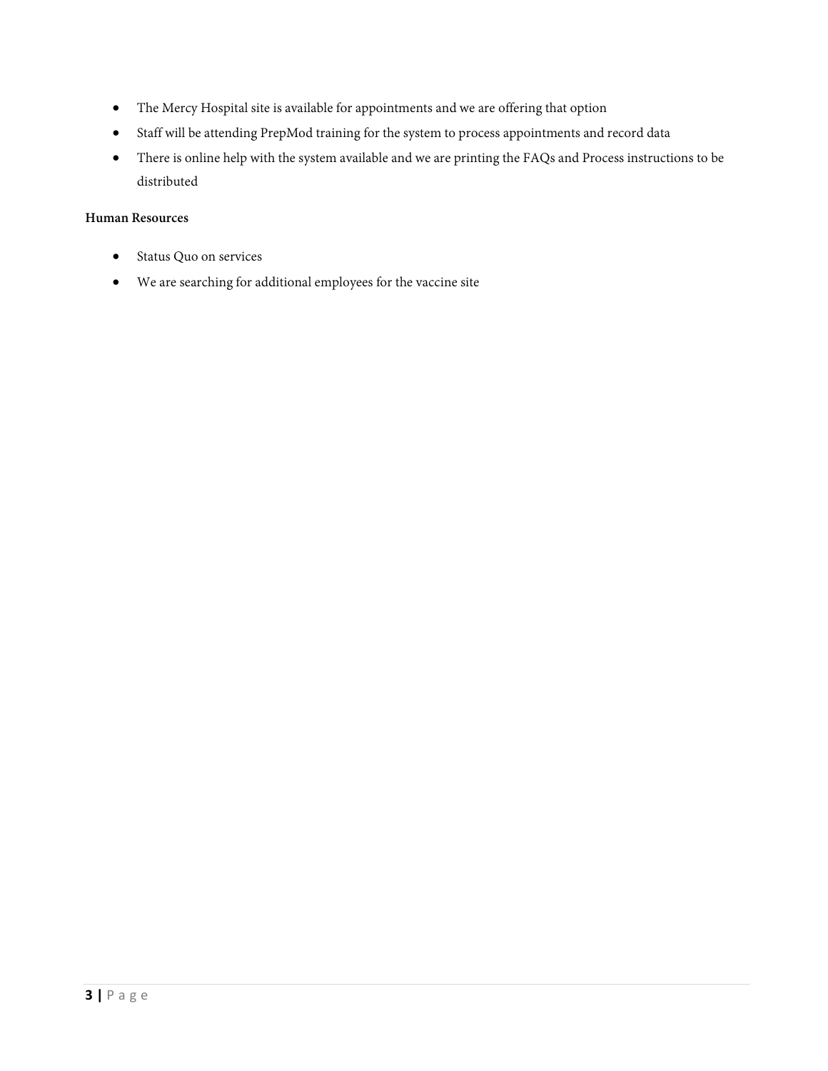- The Mercy Hospital site is available for appointments and we are offering that option
- Staff will be attending PrepMod training for the system to process appointments and record data
- There is online help with the system available and we are printing the FAQs and Process instructions to be distributed

**Human Resources**

- Status Quo on services
- We are searching for additional employees for the vaccine site